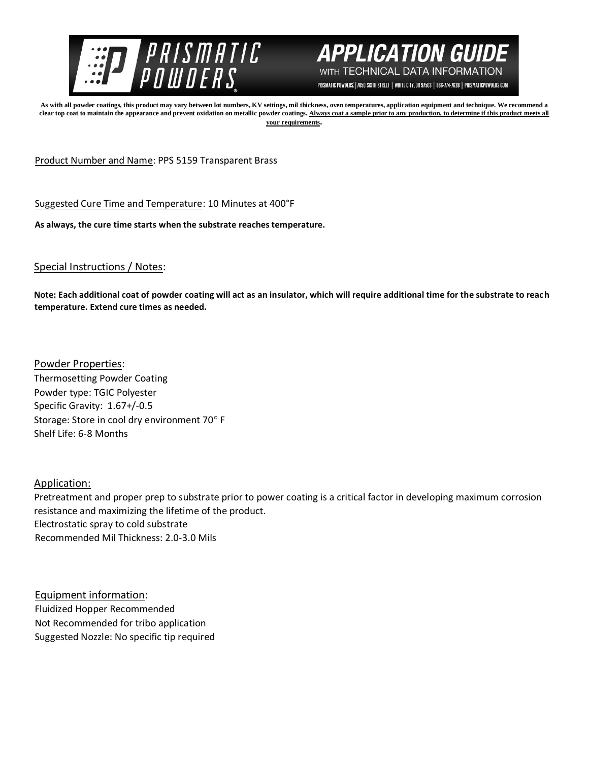# PRISMATIC POWDERS

## APPLICATION GUIDE
WITH TECHNICAL DATA INFORMATION

PRISMATIC POWDERS. | 7050 SIXTH STREET | WHITE CITY, OR 97503 | 866-774-7628 | PRISMATICPOWDERS.COM

**As with all powder coatings, this product may vary between lot numbers, KV settings, mil thickness, oven temperatures, application equipment and technique. We recommend a clear top coat to maintain the appearance and prevent oxidation on metallic powder coatings. Always coat a sample prior to any production, to determine if this product meets all your requirements.**

Product Number and Name: PPS 5159 Transparent Brass

Suggested Cure Time and Temperature: 10 Minutes at 400°F

**As always, the cure time starts when the substrate reaches temperature.**

Special Instructions / Notes:

**Note: Each additional coat of powder coating will act as an insulator, which will require additional time for the substrate to reach temperature. Extend cure times as needed.**

Powder Properties:
Thermosetting Powder Coating
Powder type: TGIC Polyester
Specific Gravity: 1.67+/-0.5
Storage: Store in cool dry environment 70° F
Shelf Life: 6-8 Months

Application:
Pretreatment and proper prep to substrate prior to power coating is a critical factor in developing maximum corrosion resistance and maximizing the lifetime of the product.
Electrostatic spray to cold substrate
Recommended Mil Thickness: 2.0-3.0 Mils

Equipment information:
Fluidized Hopper Recommended
Not Recommended for tribo application
Suggested Nozzle: No specific tip required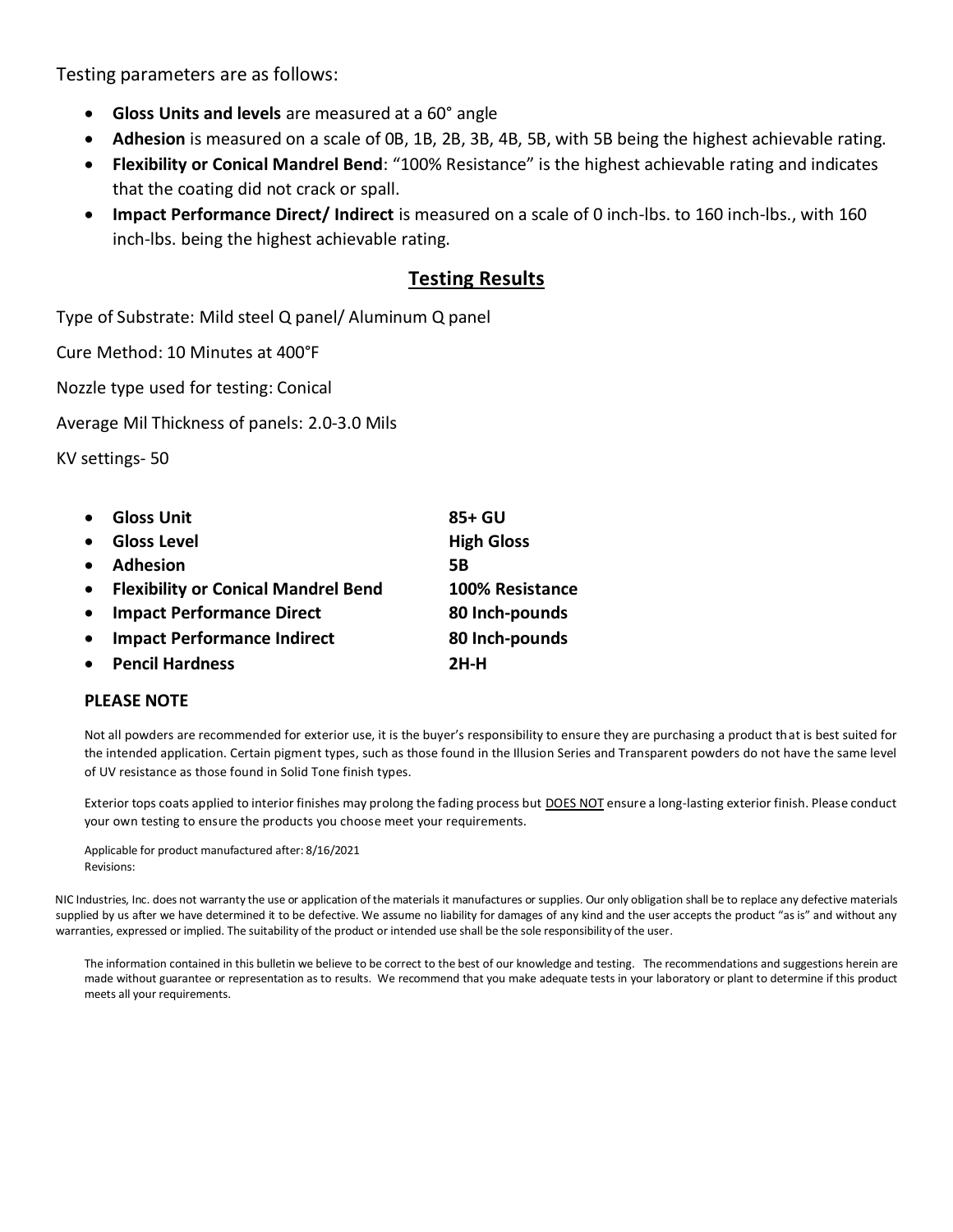Testing parameters are as follows:

- **Gloss Units and levels** are measured at a 60° angle
- **Adhesion** is measured on a scale of 0B, 1B, 2B, 3B, 4B, 5B, with 5B being the highest achievable rating.
- **Flexibility or Conical Mandrel Bend**: "100% Resistance" is the highest achievable rating and indicates that the coating did not crack or spall.
- **Impact Performance Direct/ Indirect** is measured on a scale of 0 inch-lbs. to 160 inch-lbs., with 160 inch-lbs. being the highest achievable rating.

## Testing Results

Type of Substrate: Mild steel Q panel/ Aluminum Q panel

Cure Method: 10 Minutes at 400°F

Nozzle type used for testing: Conical

Average Mil Thickness of panels: 2.0-3.0 Mils

KV settings- 50

| | |
|---|---|
| **Gloss Unit** | **85+ GU** |
| **Gloss Level** | **High Gloss** |
| **Adhesion** | **5B** |
| **Flexibility or Conical Mandrel Bend** | **100% Resistance** |
| **Impact Performance Direct** | **80 Inch-pounds** |
| **Impact Performance Indirect** | **80 Inch-pounds** |
| **Pencil Hardness** | **2H-H** |

### PLEASE NOTE

Not all powders are recommended for exterior use, it is the buyer's responsibility to ensure they are purchasing a product that is best suited for the intended application. Certain pigment types, such as those found in the Illusion Series and Transparent powders do not have the same level of UV resistance as those found in Solid Tone finish types.

Exterior tops coats applied to interior finishes may prolong the fading process but DOES NOT ensure a long-lasting exterior finish. Please conduct your own testing to ensure the products you choose meet your requirements.

Applicable for product manufactured after: 8/16/2021
Revisions:

NIC Industries, Inc. does not warranty the use or application of the materials it manufactures or supplies. Our only obligation shall be to replace any defective materials supplied by us after we have determined it to be defective. We assume no liability for damages of any kind and the user accepts the product "as is" and without any warranties, expressed or implied. The suitability of the product or intended use shall be the sole responsibility of the user.

The information contained in this bulletin we believe to be correct to the best of our knowledge and testing. The recommendations and suggestions herein are made without guarantee or representation as to results. We recommend that you make adequate tests in your laboratory or plant to determine if this product meets all your requirements.